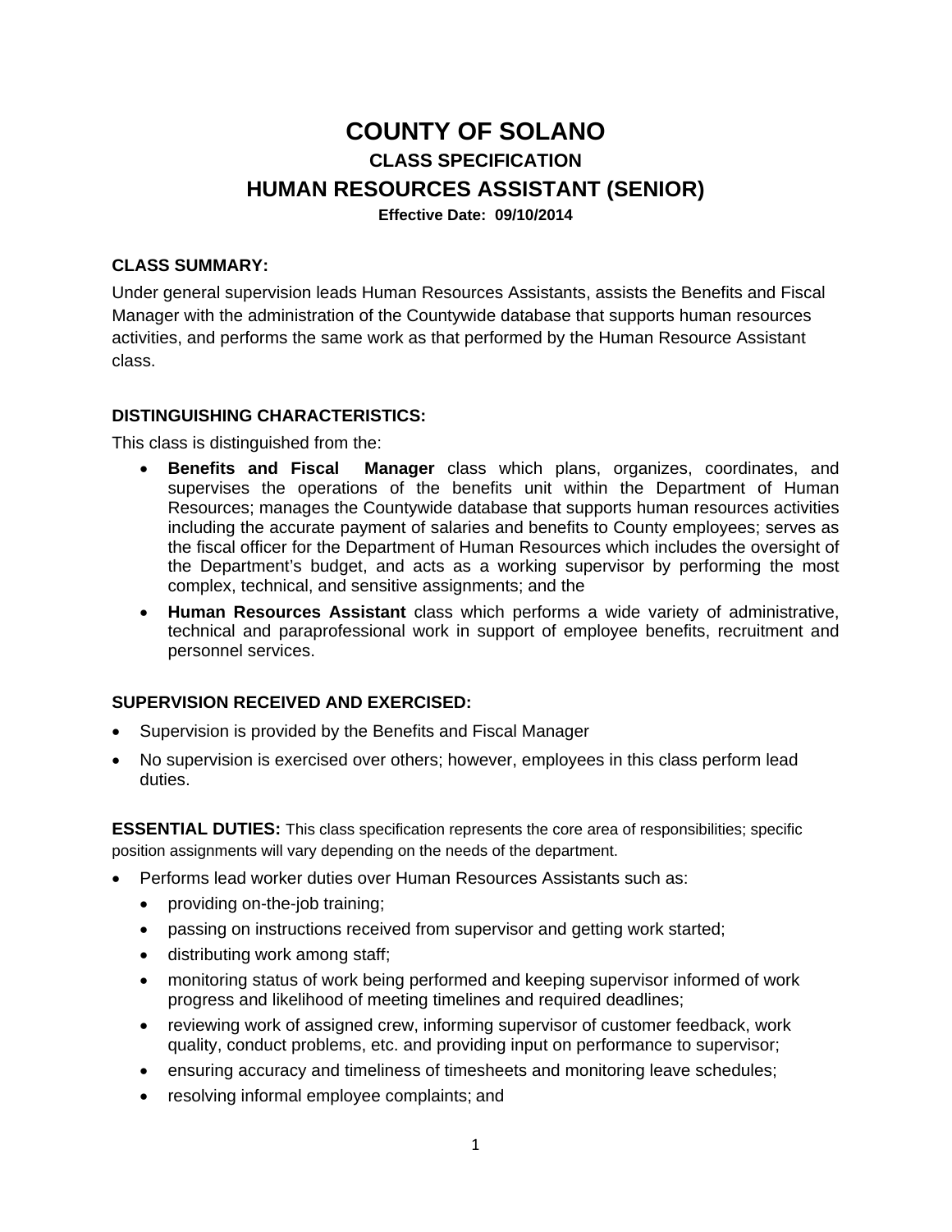# COUNTY OF SOLANO

## CLASS SPECIFICATION

## HUMAN RESOURCES ASSISTANT (SENIOR)

**Effective Date: 09/10/2014**

### CLASS SUMMARY:

Under general supervision leads Human Resources Assistants, assists the Benefits and Fiscal Manager with the administration of the Countywide database that supports human resources activities, and performs the same work as that performed by the Human Resource Assistant class.

### DISTINGUISHING CHARACTERISTICS:

This class is distinguished from the:

- **Benefits and Fiscal Manager** class which plans, organizes, coordinates, and supervises the operations of the benefits unit within the Department of Human Resources; manages the Countywide database that supports human resources activities including the accurate payment of salaries and benefits to County employees; serves as the fiscal officer for the Department of Human Resources which includes the oversight of the Department's budget, and acts as a working supervisor by performing the most complex, technical, and sensitive assignments; and the
- **Human Resources Assistant** class which performs a wide variety of administrative, technical and paraprofessional work in support of employee benefits, recruitment and personnel services.

### SUPERVISION RECEIVED AND EXERCISED:

- Supervision is provided by the Benefits and Fiscal Manager
- No supervision is exercised over others; however, employees in this class perform lead duties.

**ESSENTIAL DUTIES:** This class specification represents the core area of responsibilities; specific position assignments will vary depending on the needs of the department.

- Performs lead worker duties over Human Resources Assistants such as:
  - providing on-the-job training;
  - passing on instructions received from supervisor and getting work started;
  - distributing work among staff;
  - monitoring status of work being performed and keeping supervisor informed of work progress and likelihood of meeting timelines and required deadlines;
  - reviewing work of assigned crew, informing supervisor of customer feedback, work quality, conduct problems, etc. and providing input on performance to supervisor;
  - ensuring accuracy and timeliness of timesheets and monitoring leave schedules;
  - resolving informal employee complaints; and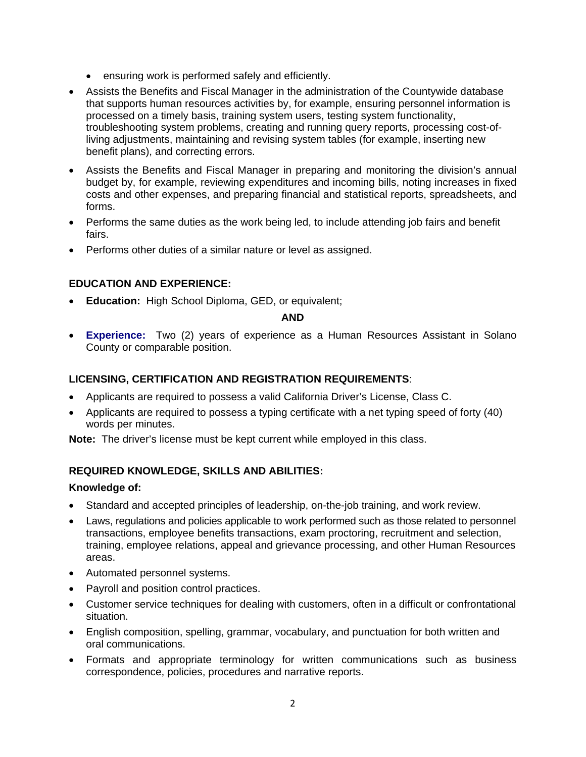- ensuring work is performed safely and efficiently.
- Assists the Benefits and Fiscal Manager in the administration of the Countywide database that supports human resources activities by, for example, ensuring personnel information is processed on a timely basis, training system users, testing system functionality, troubleshooting system problems, creating and running query reports, processing cost-of-living adjustments, maintaining and revising system tables (for example, inserting new benefit plans), and correcting errors.
- Assists the Benefits and Fiscal Manager in preparing and monitoring the division's annual budget by, for example, reviewing expenditures and incoming bills, noting increases in fixed costs and other expenses, and preparing financial and statistical reports, spreadsheets, and forms.
- Performs the same duties as the work being led, to include attending job fairs and benefit fairs.
- Performs other duties of a similar nature or level as assigned.

**EDUCATION AND EXPERIENCE:**

- **Education:** High School Diploma, GED, or equivalent;

**AND**

- **Experience:** Two (2) years of experience as a Human Resources Assistant in Solano County or comparable position.

**LICENSING, CERTIFICATION AND REGISTRATION REQUIREMENTS**:

- Applicants are required to possess a valid California Driver's License, Class C.
- Applicants are required to possess a typing certificate with a net typing speed of forty (40) words per minutes.

**Note:** The driver's license must be kept current while employed in this class.

**REQUIRED KNOWLEDGE, SKILLS AND ABILITIES:**

**Knowledge of:**

- Standard and accepted principles of leadership, on-the-job training, and work review.
- Laws, regulations and policies applicable to work performed such as those related to personnel transactions, employee benefits transactions, exam proctoring, recruitment and selection, training, employee relations, appeal and grievance processing, and other Human Resources areas.
- Automated personnel systems.
- Payroll and position control practices.
- Customer service techniques for dealing with customers, often in a difficult or confrontational situation.
- English composition, spelling, grammar, vocabulary, and punctuation for both written and oral communications.
- Formats and appropriate terminology for written communications such as business correspondence, policies, procedures and narrative reports.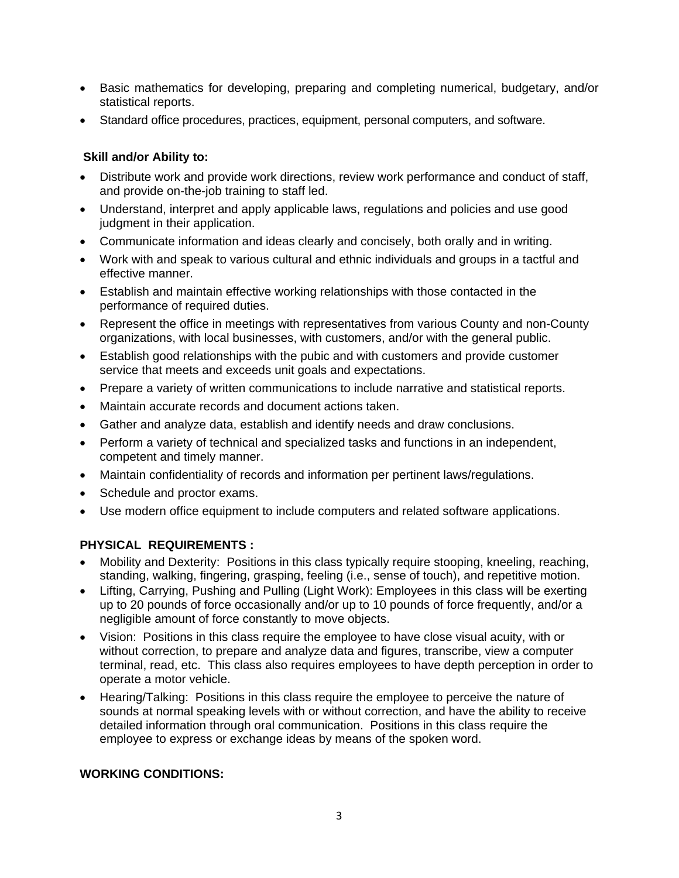- Basic mathematics for developing, preparing and completing numerical, budgetary, and/or statistical reports.
- Standard office procedures, practices, equipment, personal computers, and software.

**Skill and/or Ability to:**

- Distribute work and provide work directions, review work performance and conduct of staff, and provide on-the-job training to staff led.
- Understand, interpret and apply applicable laws, regulations and policies and use good judgment in their application.
- Communicate information and ideas clearly and concisely, both orally and in writing.
- Work with and speak to various cultural and ethnic individuals and groups in a tactful and effective manner.
- Establish and maintain effective working relationships with those contacted in the performance of required duties.
- Represent the office in meetings with representatives from various County and non-County organizations, with local businesses, with customers, and/or with the general public.
- Establish good relationships with the pubic and with customers and provide customer service that meets and exceeds unit goals and expectations.
- Prepare a variety of written communications to include narrative and statistical reports.
- Maintain accurate records and document actions taken.
- Gather and analyze data, establish and identify needs and draw conclusions.
- Perform a variety of technical and specialized tasks and functions in an independent, competent and timely manner.
- Maintain confidentiality of records and information per pertinent laws/regulations.
- Schedule and proctor exams.
- Use modern office equipment to include computers and related software applications.

**PHYSICAL REQUIREMENTS :**

- Mobility and Dexterity: Positions in this class typically require stooping, kneeling, reaching, standing, walking, fingering, grasping, feeling (i.e., sense of touch), and repetitive motion.
- Lifting, Carrying, Pushing and Pulling (Light Work): Employees in this class will be exerting up to 20 pounds of force occasionally and/or up to 10 pounds of force frequently, and/or a negligible amount of force constantly to move objects.
- Vision: Positions in this class require the employee to have close visual acuity, with or without correction, to prepare and analyze data and figures, transcribe, view a computer terminal, read, etc. This class also requires employees to have depth perception in order to operate a motor vehicle.
- Hearing/Talking: Positions in this class require the employee to perceive the nature of sounds at normal speaking levels with or without correction, and have the ability to receive detailed information through oral communication. Positions in this class require the employee to express or exchange ideas by means of the spoken word.

**WORKING CONDITIONS:**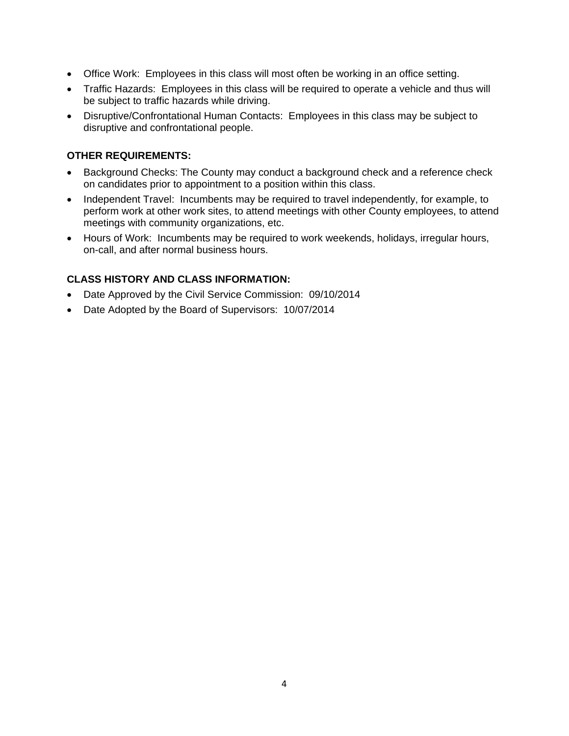- Office Work:  Employees in this class will most often be working in an office setting.
- Traffic Hazards:  Employees in this class will be required to operate a vehicle and thus will be subject to traffic hazards while driving.
- Disruptive/Confrontational Human Contacts:  Employees in this class may be subject to disruptive and confrontational people.

**OTHER REQUIREMENTS:**

- Background Checks: The County may conduct a background check and a reference check on candidates prior to appointment to a position within this class.
- Independent Travel:  Incumbents may be required to travel independently, for example, to perform work at other work sites, to attend meetings with other County employees, to attend meetings with community organizations, etc.
- Hours of Work:  Incumbents may be required to work weekends, holidays, irregular hours, on-call, and after normal business hours.

**CLASS HISTORY AND CLASS INFORMATION:**

- Date Approved by the Civil Service Commission:  09/10/2014
- Date Adopted by the Board of Supervisors:  10/07/2014